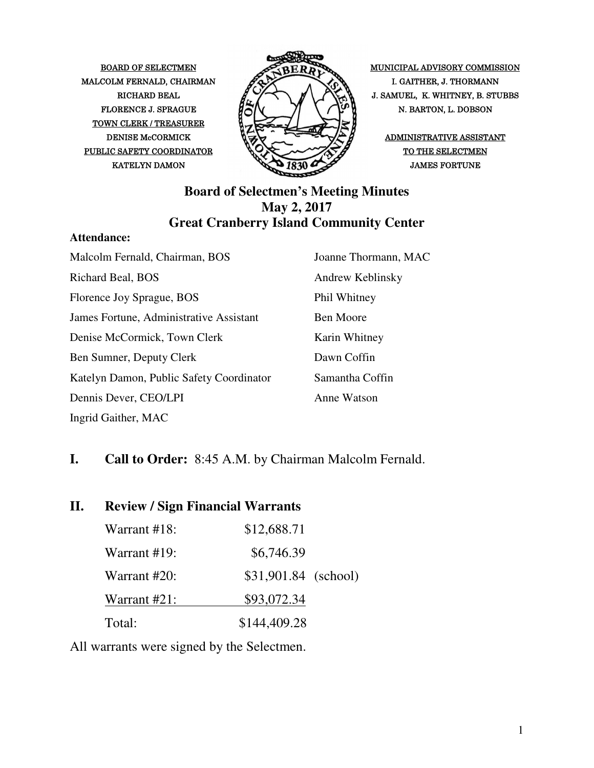BOARD OF SELECTMEN
MALCOLM FERNALD, CHAIRMAN
RICHARD BEAL
FLORENCE J. SPRAGUE
TOWN CLERK / TREASURER
DENISE McCORMICK
PUBLIC SAFETY COORDINATOR
KATELYN DAMON

MUNICIPAL ADVISORY COMMISSION
I. GAITHER, J. THORMANN
J. SAMUEL, K. WHITNEY, B. STUBBS
N. BARTON, L. DOBSON
ADMINISTRATIVE ASSISTANT
TO THE SELECTMEN
JAMES FORTUNE

# Board of Selectmen's Meeting Minutes
## May 2, 2017
## Great Cranberry Island Community Center

**Attendance:**

| | |
|---|---|
| Malcolm Fernald, Chairman, BOS | Joanne Thormann, MAC |
| Richard Beal, BOS | Andrew Keblinsky |
| Florence Joy Sprague, BOS | Phil Whitney |
| James Fortune, Administrative Assistant | Ben Moore |
| Denise McCormick, Town Clerk | Karin Whitney |
| Ben Sumner, Deputy Clerk | Dawn Coffin |
| Katelyn Damon, Public Safety Coordinator | Samantha Coffin |
| Dennis Dever, CEO/LPI | Anne Watson |
| Ingrid Gaither, MAC | |

## I. Call to Order: 8:45 A.M. by Chairman Malcolm Fernald.

## II. Review / Sign Financial Warrants

| | | |
|---|---|---|
| Warrant #18: | $12,688.71 | |
| Warrant #19: | $6,746.39 | |
| Warrant #20: | $31,901.84 | (school) |
| Warrant #21: | $93,072.34 | |
| Total: | $144,409.28 | |

All warrants were signed by the Selectmen.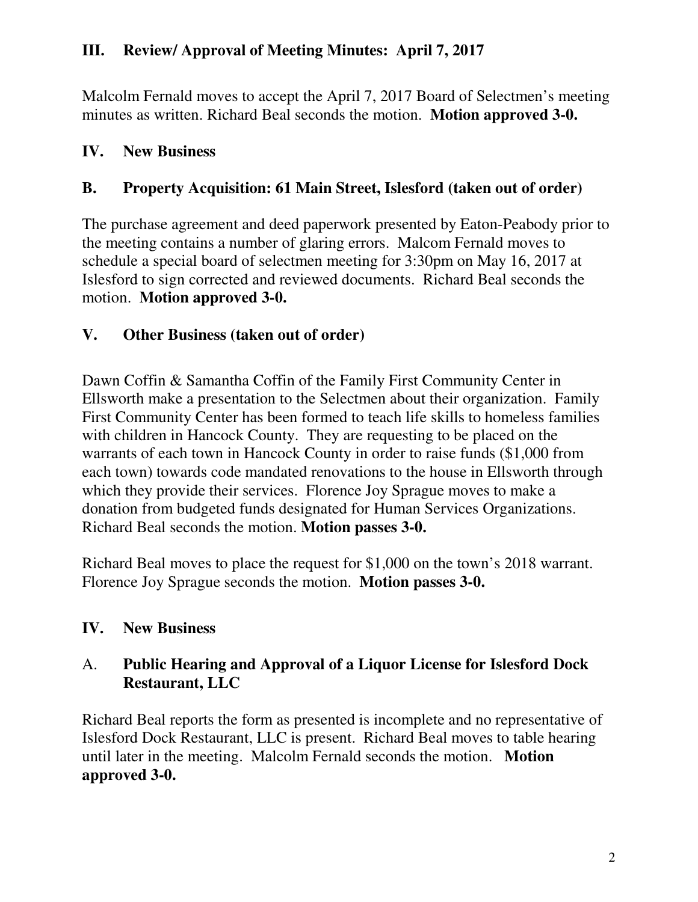## III. Review/ Approval of Meeting Minutes: April 7, 2017

Malcolm Fernald moves to accept the April 7, 2017 Board of Selectmen's meeting minutes as written. Richard Beal seconds the motion. **Motion approved 3-0.**

## IV. New Business

## B. Property Acquisition: 61 Main Street, Islesford (taken out of order)

The purchase agreement and deed paperwork presented by Eaton-Peabody prior to the meeting contains a number of glaring errors. Malcom Fernald moves to schedule a special board of selectmen meeting for 3:30pm on May 16, 2017 at Islesford to sign corrected and reviewed documents. Richard Beal seconds the motion. **Motion approved 3-0.**

## V. Other Business (taken out of order)

Dawn Coffin & Samantha Coffin of the Family First Community Center in Ellsworth make a presentation to the Selectmen about their organization. Family First Community Center has been formed to teach life skills to homeless families with children in Hancock County. They are requesting to be placed on the warrants of each town in Hancock County in order to raise funds ($1,000 from each town) towards code mandated renovations to the house in Ellsworth through which they provide their services. Florence Joy Sprague moves to make a donation from budgeted funds designated for Human Services Organizations. Richard Beal seconds the motion. **Motion passes 3-0.**

Richard Beal moves to place the request for $1,000 on the town's 2018 warrant. Florence Joy Sprague seconds the motion. **Motion passes 3-0.**

## IV. New Business

A. **Public Hearing and Approval of a Liquor License for Islesford Dock Restaurant, LLC**

Richard Beal reports the form as presented is incomplete and no representative of Islesford Dock Restaurant, LLC is present. Richard Beal moves to table hearing until later in the meeting. Malcolm Fernald seconds the motion. **Motion approved 3-0.**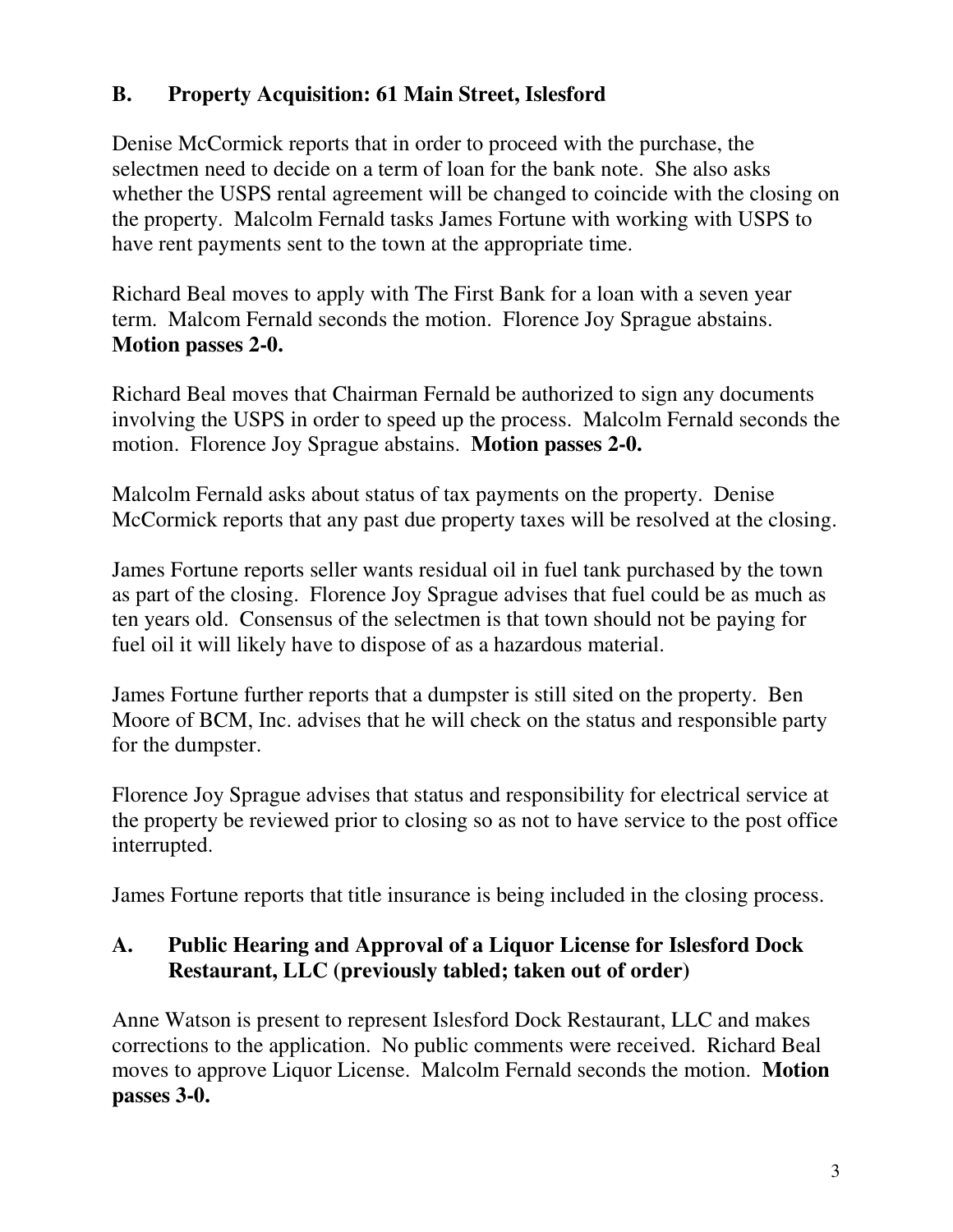## B. Property Acquisition: 61 Main Street, Islesford

Denise McCormick reports that in order to proceed with the purchase, the selectmen need to decide on a term of loan for the bank note. She also asks whether the USPS rental agreement will be changed to coincide with the closing on the property. Malcolm Fernald tasks James Fortune with working with USPS to have rent payments sent to the town at the appropriate time.

Richard Beal moves to apply with The First Bank for a loan with a seven year term. Malcom Fernald seconds the motion. Florence Joy Sprague abstains. **Motion passes 2-0.**

Richard Beal moves that Chairman Fernald be authorized to sign any documents involving the USPS in order to speed up the process. Malcolm Fernald seconds the motion. Florence Joy Sprague abstains. **Motion passes 2-0.**

Malcolm Fernald asks about status of tax payments on the property. Denise McCormick reports that any past due property taxes will be resolved at the closing.

James Fortune reports seller wants residual oil in fuel tank purchased by the town as part of the closing. Florence Joy Sprague advises that fuel could be as much as ten years old. Consensus of the selectmen is that town should not be paying for fuel oil it will likely have to dispose of as a hazardous material.

James Fortune further reports that a dumpster is still sited on the property. Ben Moore of BCM, Inc. advises that he will check on the status and responsible party for the dumpster.

Florence Joy Sprague advises that status and responsibility for electrical service at the property be reviewed prior to closing so as not to have service to the post office interrupted.

James Fortune reports that title insurance is being included in the closing process.

## A. Public Hearing and Approval of a Liquor License for Islesford Dock Restaurant, LLC (previously tabled; taken out of order)

Anne Watson is present to represent Islesford Dock Restaurant, LLC and makes corrections to the application. No public comments were received. Richard Beal moves to approve Liquor License. Malcolm Fernald seconds the motion. **Motion passes 3-0.**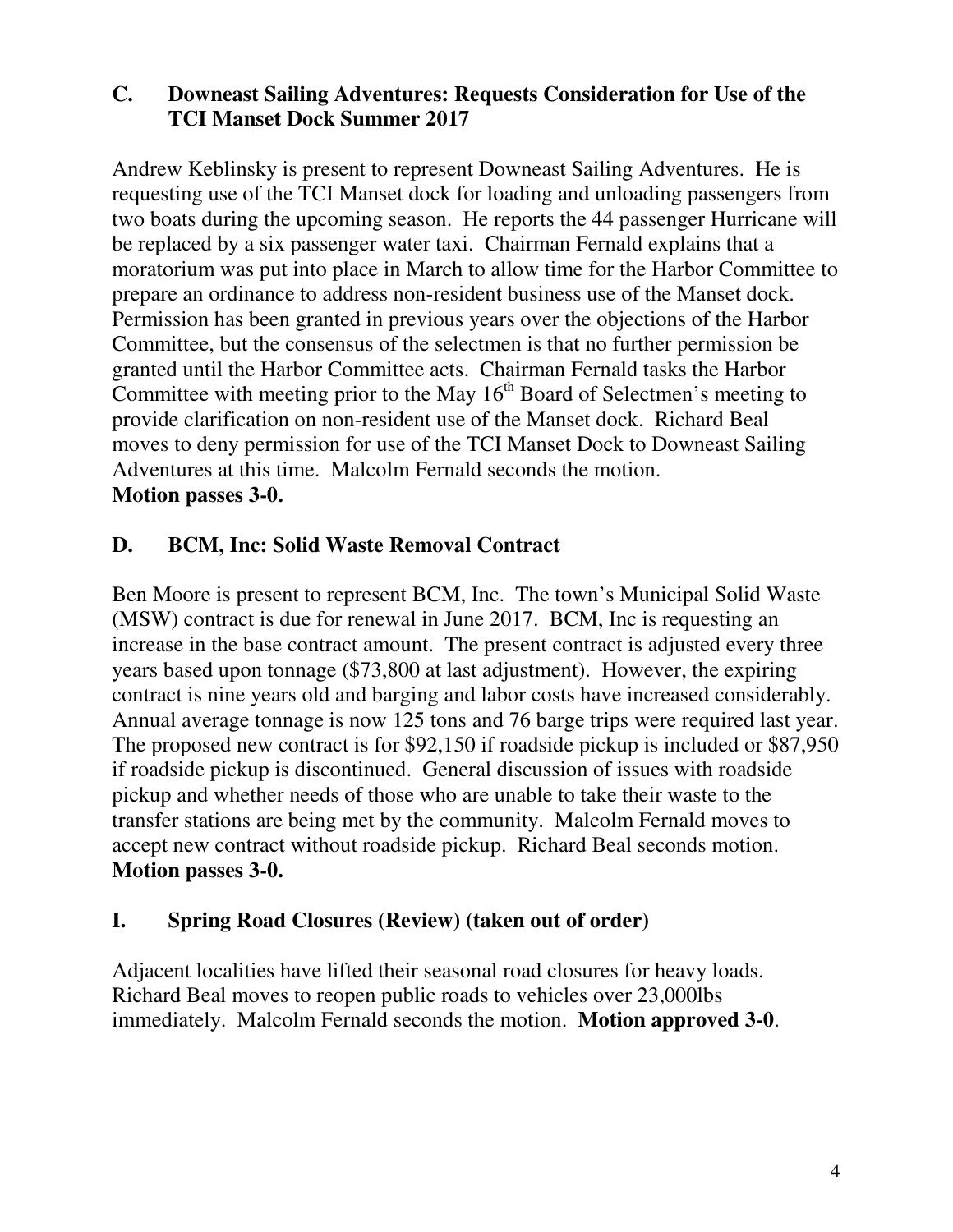### C. Downeast Sailing Adventures: Requests Consideration for Use of the TCI Manset Dock Summer 2017

Andrew Keblinsky is present to represent Downeast Sailing Adventures. He is requesting use of the TCI Manset dock for loading and unloading passengers from two boats during the upcoming season. He reports the 44 passenger Hurricane will be replaced by a six passenger water taxi. Chairman Fernald explains that a moratorium was put into place in March to allow time for the Harbor Committee to prepare an ordinance to address non-resident business use of the Manset dock. Permission has been granted in previous years over the objections of the Harbor Committee, but the consensus of the selectmen is that no further permission be granted until the Harbor Committee acts. Chairman Fernald tasks the Harbor Committee with meeting prior to the May 16th Board of Selectmen's meeting to provide clarification on non-resident use of the Manset dock. Richard Beal moves to deny permission for use of the TCI Manset Dock to Downeast Sailing Adventures at this time. Malcolm Fernald seconds the motion.
**Motion passes 3-0.**

### D. BCM, Inc: Solid Waste Removal Contract

Ben Moore is present to represent BCM, Inc. The town's Municipal Solid Waste (MSW) contract is due for renewal in June 2017. BCM, Inc is requesting an increase in the base contract amount. The present contract is adjusted every three years based upon tonnage ($73,800 at last adjustment). However, the expiring contract is nine years old and barging and labor costs have increased considerably. Annual average tonnage is now 125 tons and 76 barge trips were required last year. The proposed new contract is for $92,150 if roadside pickup is included or $87,950 if roadside pickup is discontinued. General discussion of issues with roadside pickup and whether needs of those who are unable to take their waste to the transfer stations are being met by the community. Malcolm Fernald moves to accept new contract without roadside pickup. Richard Beal seconds motion.
**Motion passes 3-0.**

### I. Spring Road Closures (Review) (taken out of order)

Adjacent localities have lifted their seasonal road closures for heavy loads. Richard Beal moves to reopen public roads to vehicles over 23,000lbs immediately. Malcolm Fernald seconds the motion. **Motion approved 3-0**.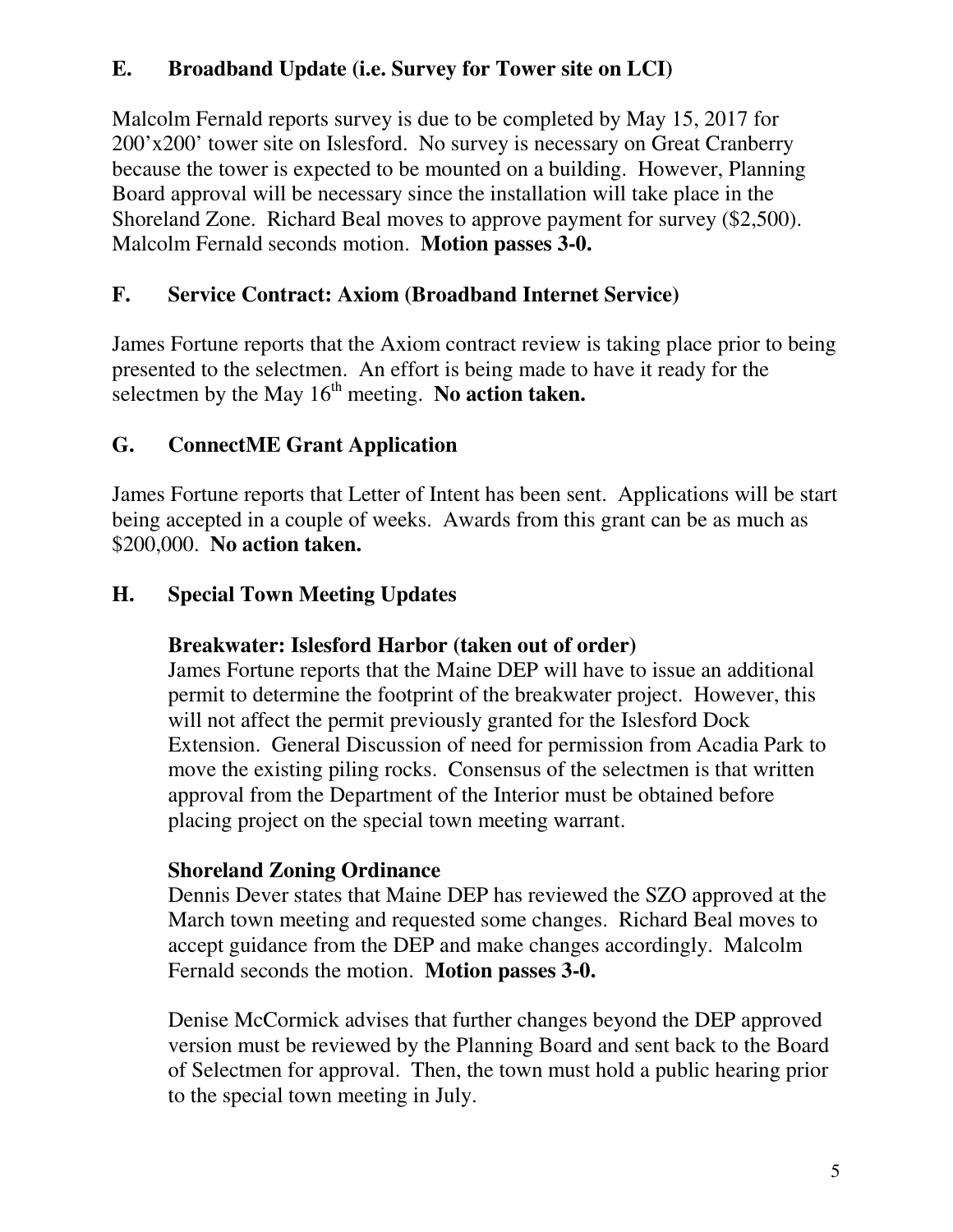## E. Broadband Update (i.e. Survey for Tower site on LCI)

Malcolm Fernald reports survey is due to be completed by May 15, 2017 for 200'x200' tower site on Islesford. No survey is necessary on Great Cranberry because the tower is expected to be mounted on a building. However, Planning Board approval will be necessary since the installation will take place in the Shoreland Zone. Richard Beal moves to approve payment for survey ($2,500). Malcolm Fernald seconds motion. **Motion passes 3-0.**

## F. Service Contract: Axiom (Broadband Internet Service)

James Fortune reports that the Axiom contract review is taking place prior to being presented to the selectmen. An effort is being made to have it ready for the selectmen by the May 16th meeting. **No action taken.**

## G. ConnectME Grant Application

James Fortune reports that Letter of Intent has been sent. Applications will be start being accepted in a couple of weeks. Awards from this grant can be as much as $200,000. **No action taken.**

## H. Special Town Meeting Updates

**Breakwater: Islesford Harbor (taken out of order)**
James Fortune reports that the Maine DEP will have to issue an additional permit to determine the footprint of the breakwater project. However, this will not affect the permit previously granted for the Islesford Dock Extension. General Discussion of need for permission from Acadia Park to move the existing piling rocks. Consensus of the selectmen is that written approval from the Department of the Interior must be obtained before placing project on the special town meeting warrant.

**Shoreland Zoning Ordinance**
Dennis Dever states that Maine DEP has reviewed the SZO approved at the March town meeting and requested some changes. Richard Beal moves to accept guidance from the DEP and make changes accordingly. Malcolm Fernald seconds the motion. **Motion passes 3-0.**

Denise McCormick advises that further changes beyond the DEP approved version must be reviewed by the Planning Board and sent back to the Board of Selectmen for approval. Then, the town must hold a public hearing prior to the special town meeting in July.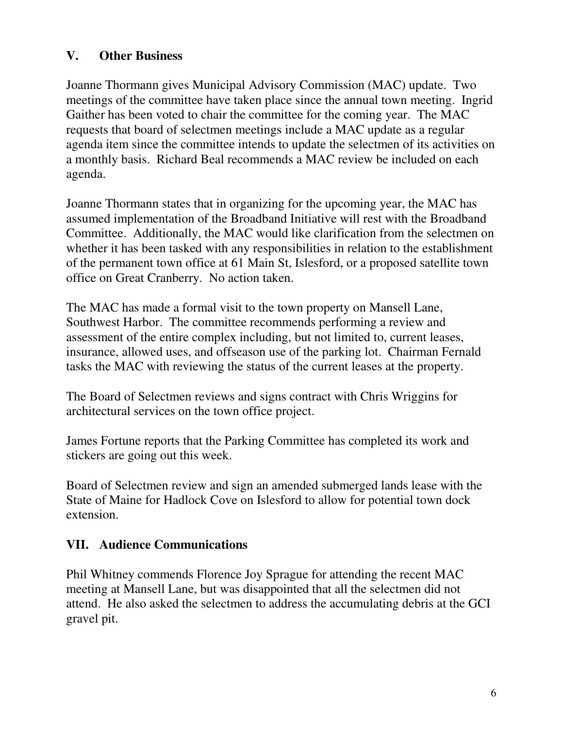## V. Other Business

Joanne Thormann gives Municipal Advisory Commission (MAC) update. Two meetings of the committee have taken place since the annual town meeting. Ingrid Gaither has been voted to chair the committee for the coming year. The MAC requests that board of selectmen meetings include a MAC update as a regular agenda item since the committee intends to update the selectmen of its activities on a monthly basis. Richard Beal recommends a MAC review be included on each agenda.

Joanne Thormann states that in organizing for the upcoming year, the MAC has assumed implementation of the Broadband Initiative will rest with the Broadband Committee. Additionally, the MAC would like clarification from the selectmen on whether it has been tasked with any responsibilities in relation to the establishment of the permanent town office at 61 Main St, Islesford, or a proposed satellite town office on Great Cranberry. No action taken.

The MAC has made a formal visit to the town property on Mansell Lane, Southwest Harbor. The committee recommends performing a review and assessment of the entire complex including, but not limited to, current leases, insurance, allowed uses, and offseason use of the parking lot. Chairman Fernald tasks the MAC with reviewing the status of the current leases at the property.

The Board of Selectmen reviews and signs contract with Chris Wriggins for architectural services on the town office project.

James Fortune reports that the Parking Committee has completed its work and stickers are going out this week.

Board of Selectmen review and sign an amended submerged lands lease with the State of Maine for Hadlock Cove on Islesford to allow for potential town dock extension.

## VII. Audience Communications

Phil Whitney commends Florence Joy Sprague for attending the recent MAC meeting at Mansell Lane, but was disappointed that all the selectmen did not attend. He also asked the selectmen to address the accumulating debris at the GCI gravel pit.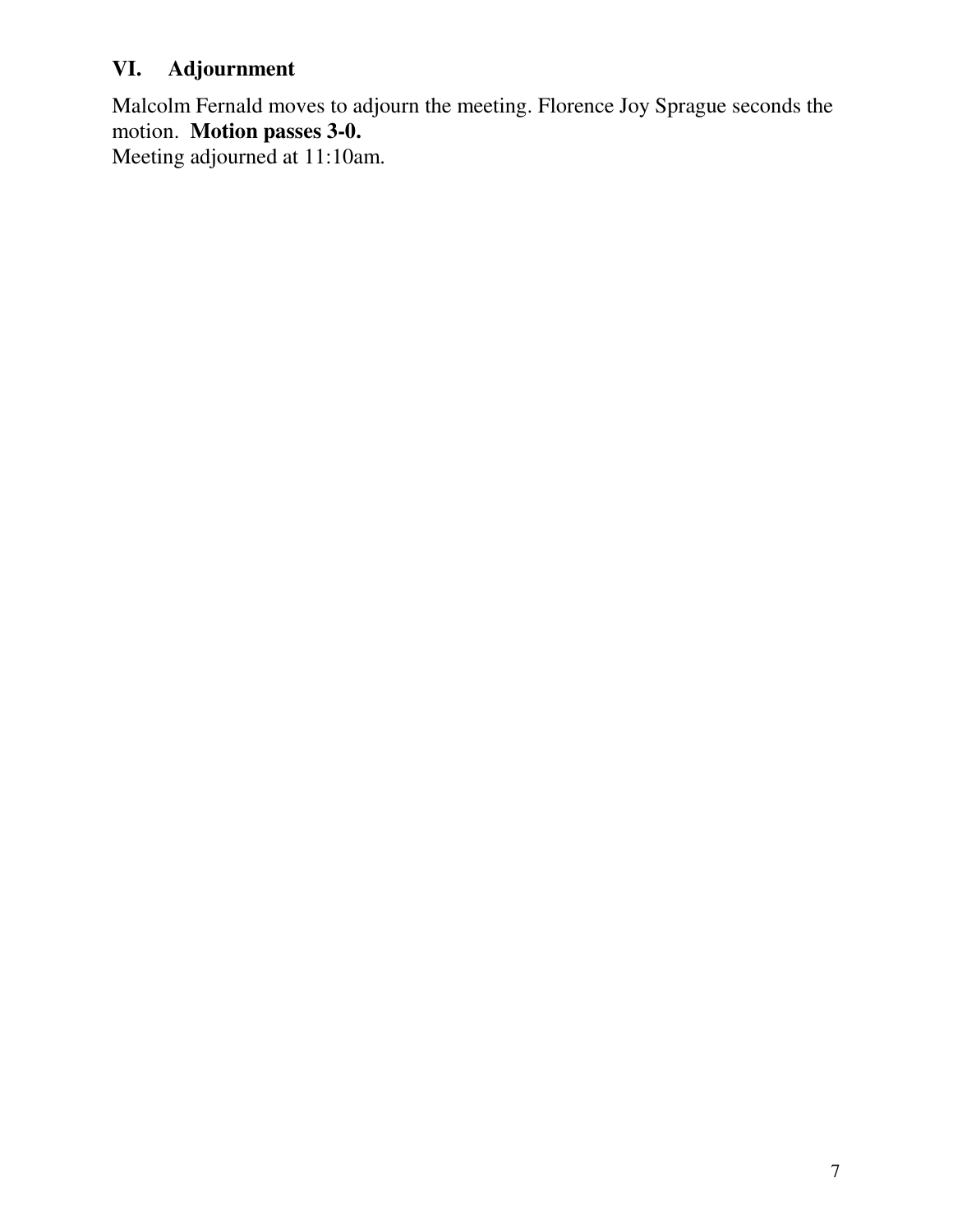## VI. Adjournment

Malcolm Fernald moves to adjourn the meeting. Florence Joy Sprague seconds the motion. **Motion passes 3-0.**
Meeting adjourned at 11:10am.